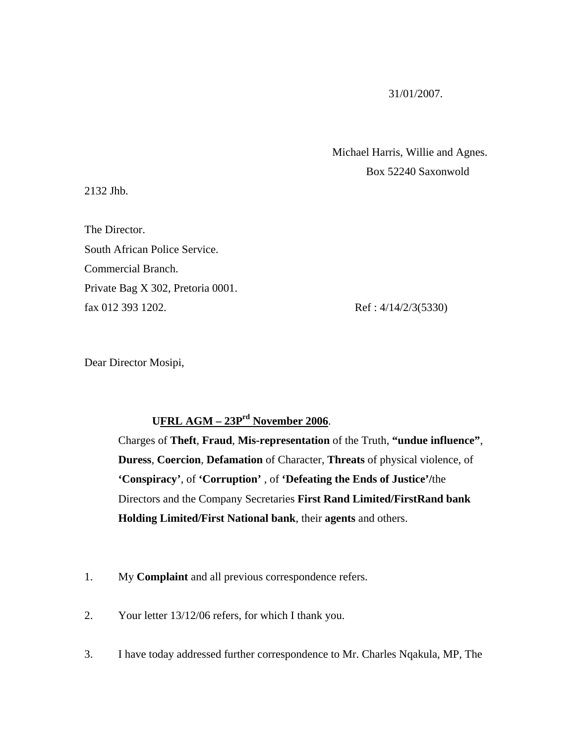31/01/2007.

Michael Harris, Willie and Agnes.
Box 52240 Saxonwold
2132 Jhb.

The Director.
South African Police Service.
Commercial Branch.
Private Bag X 302, Pretoria 0001.
fax 012 393 1202.

Ref : 4/14/2/3(5330)

Dear Director Mosipi,

**UFRL AGM – 23P rd November 2006**.

Charges of **Theft**, **Fraud**, **Mis-representation** of the Truth, **"undue influence"**, **Duress**, **Coercion**, **Defamation** of Character, **Threats** of physical violence, of **'Conspiracy'**, of **'Corruption'** , of **'Defeating the Ends of Justice'/**the Directors and the Company Secretaries **First Rand Limited/FirstRand bank Holding Limited/First National bank**, their **agents** and others.

1. My **Complaint** and all previous correspondence refers.

2. Your letter 13/12/06 refers, for which I thank you.

3. I have today addressed further correspondence to Mr. Charles Nqakula, MP, The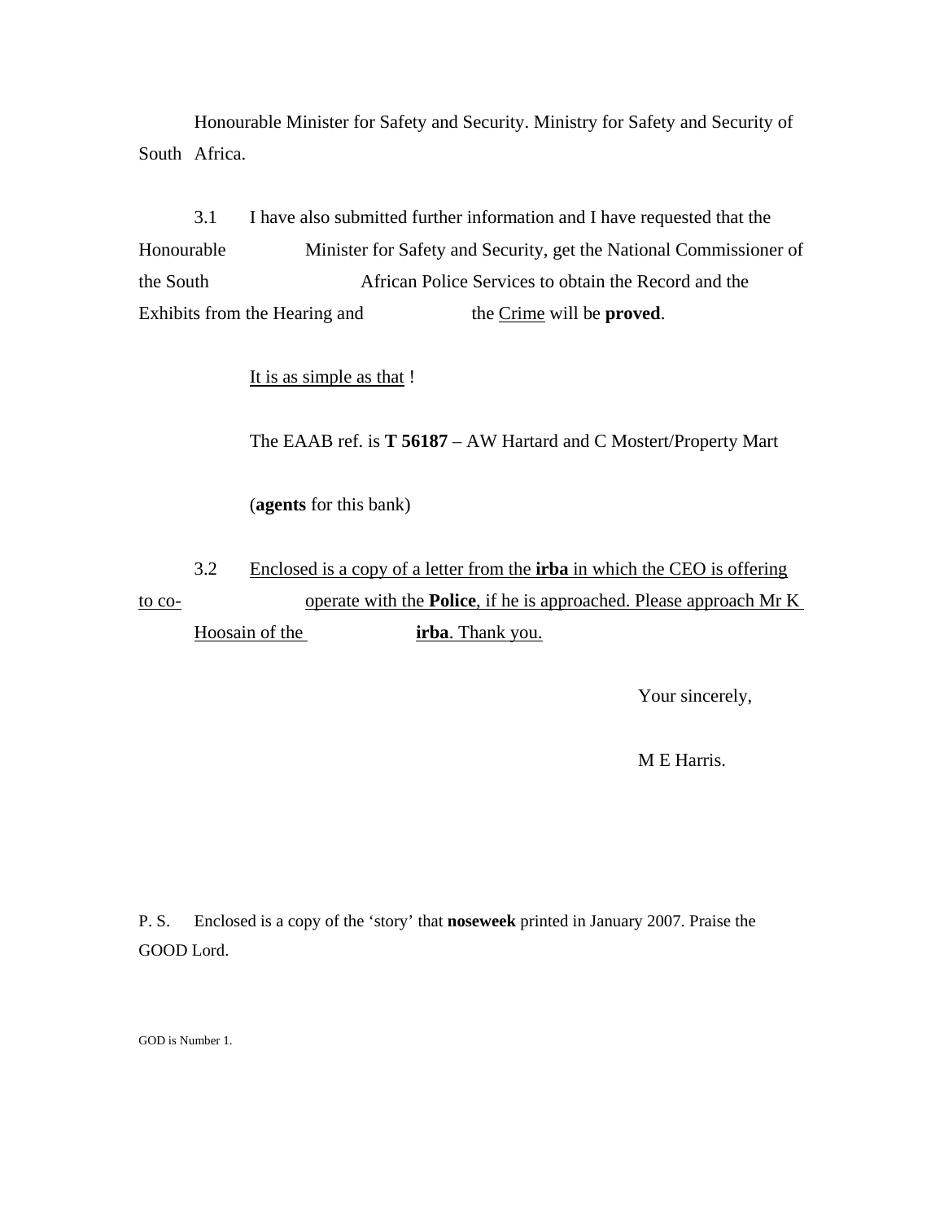Honourable Minister for Safety and Security. Ministry for Safety and Security of South Africa.

3.1 I have also submitted further information and I have requested that the Honourable Minister for Safety and Security, get the National Commissioner of the South African Police Services to obtain the Record and the Exhibits from the Hearing and the <u>Crime</u> will be **proved**.

<u>It is as simple as that</u> !

The EAAB ref. is **T 56187** – AW Hartard and C Mostert/Property Mart

(**agents** for this bank)

3.2 <u>Enclosed is a copy of a letter from the **irba** in which the CEO is offering to co-operate with the **Police**, if he is approached. Please approach Mr K Hoosain of the **irba**. Thank you.</u>

Your sincerely,

M E Harris.

P. S. Enclosed is a copy of the 'story' that **noseweek** printed in January 2007. Praise the GOOD Lord.

GOD is Number 1.